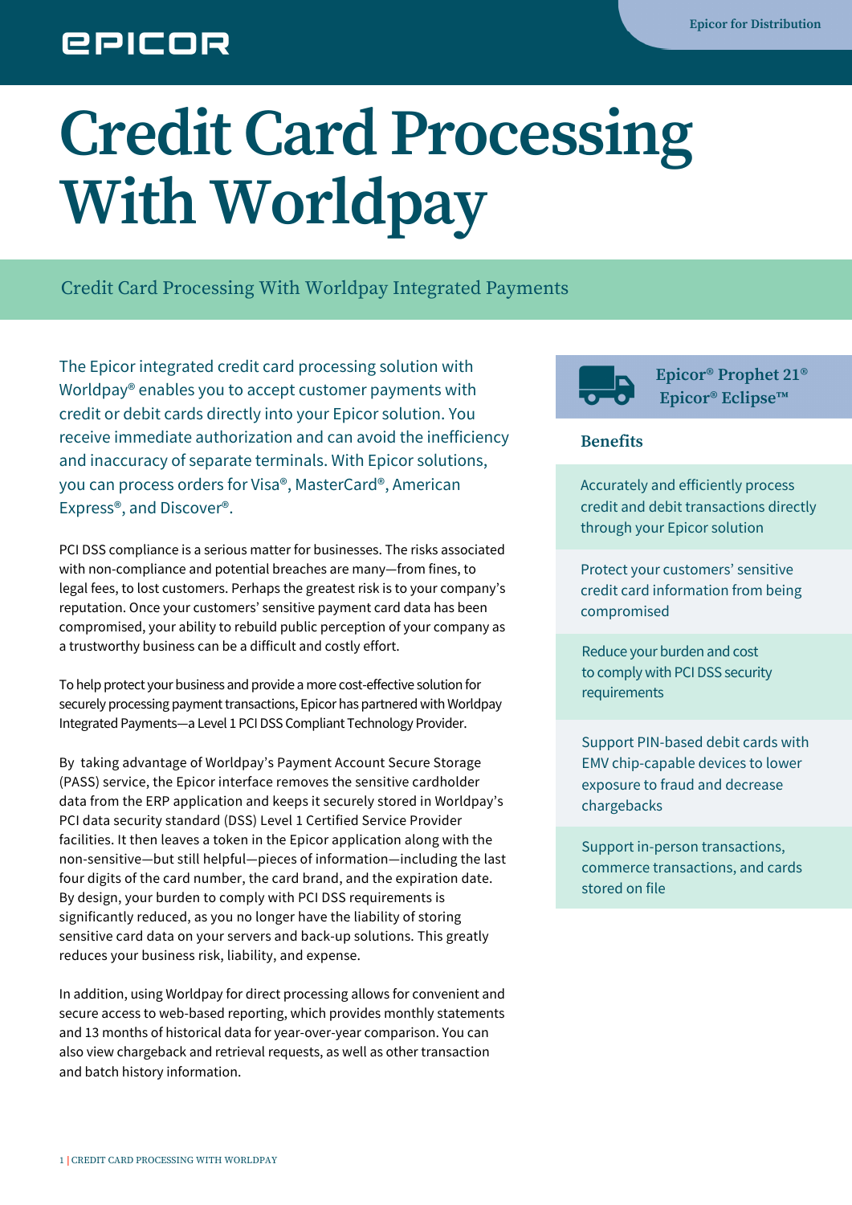# Credit Card Processing With Worldpay

## Credit Card Processing With Worldpay Integrated Payments

The Epicor integrated credit card processing solution with Worldpay® enables you to accept customer payments with credit or debit cards directly into your Epicor solution. You receive immediate authorization and can avoid the inefficiency and inaccuracy of separate terminals. With Epicor solutions, you can process orders for Visa®, MasterCard®, American Express®, and Discover®.

PCI DSS compliance is a serious matter for businesses. The risks associated with non-compliance and potential breaches are many—from fines, to legal fees, to lost customers. Perhaps the greatest risk is to your company's reputation. Once your customers' sensitive payment card data has been compromised, your ability to rebuild public perception of your company as a trustworthy business can be a difficult and costly effort.

To help protect your business and provide a more cost-effective solution for securely processing payment transactions, Epicor has partnered with Worldpay Integrated Payments—a Level 1 PCI DSS Compliant Technology Provider.

By taking advantage of Worldpay's Payment Account Secure Storage (PASS) service, the Epicor interface removes the sensitive cardholder data from the ERP application and keeps it securely stored in Worldpay's PCI data security standard (DSS) Level 1 Certified Service Provider facilities. It then leaves a token in the Epicor application along with the non-sensitive—but still helpful—pieces of information—including the last four digits of the card number, the card brand, and the expiration date. By design, your burden to comply with PCI DSS requirements is significantly reduced, as you no longer have the liability of storing sensitive card data on your servers and back-up solutions. This greatly reduces your business risk, liability, and expense.

In addition, using Worldpay for direct processing allows for convenient and secure access to web-based reporting, which provides monthly statements and 13 months of historical data for year-over-year comparison. You can also view chargeback and retrieval requests, as well as other transaction and batch history information.

**Epicor® Prophet 21®**
**Epicor® Eclipse™**

### Benefits

- Accurately and efficiently process credit and debit transactions directly through your Epicor solution
- Protect your customers' sensitive credit card information from being compromised
- Reduce your burden and cost to comply with PCI DSS security requirements
- Support PIN-based debit cards with EMV chip-capable devices to lower exposure to fraud and decrease chargebacks
- Support in-person transactions, commerce transactions, and cards stored on file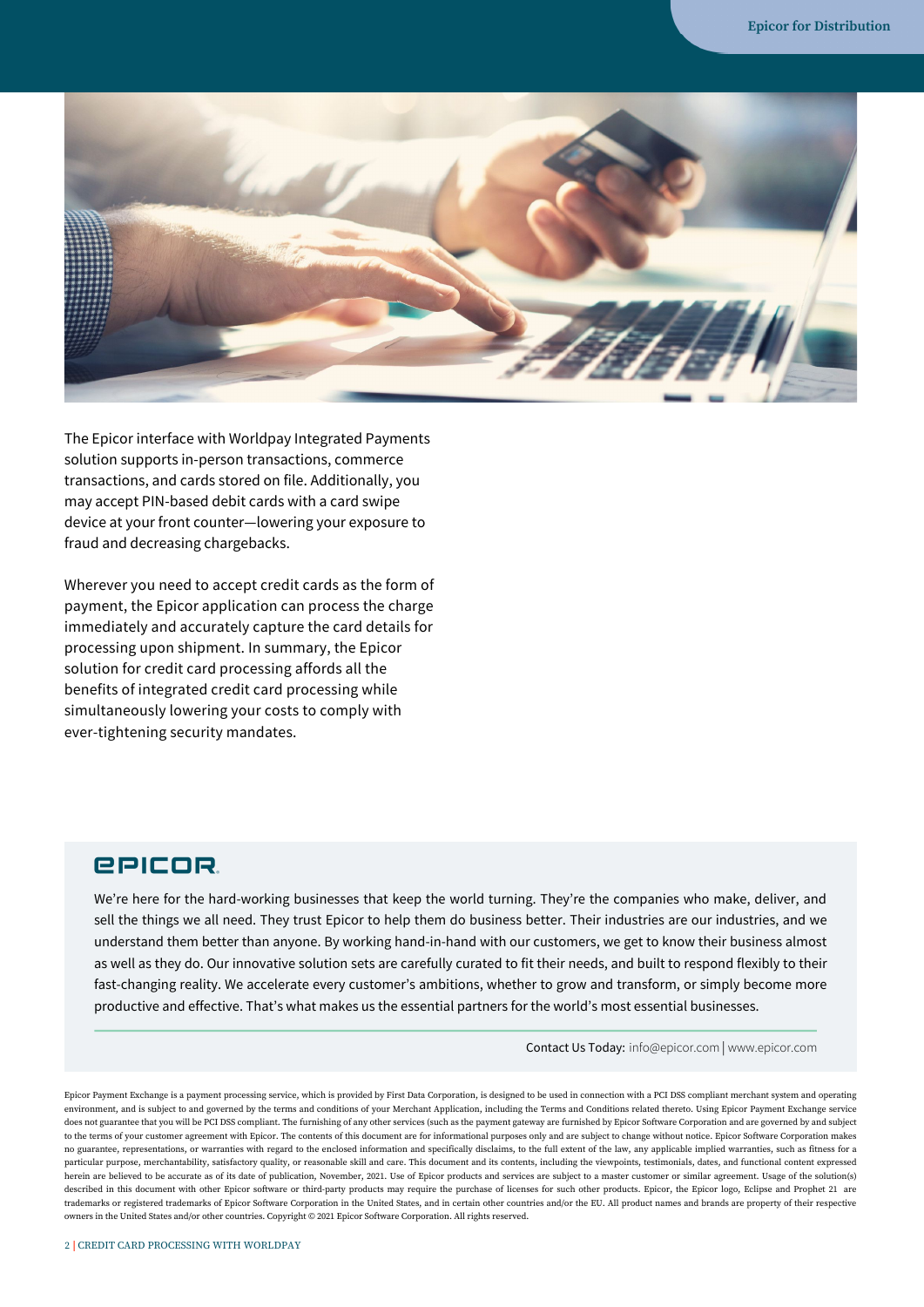The Epicor interface with Worldpay Integrated Payments solution supports in-person transactions, commerce transactions, and cards stored on file. Additionally, you may accept PIN-based debit cards with a card swipe device at your front counter—lowering your exposure to fraud and decreasing chargebacks.

Wherever you need to accept credit cards as the form of payment, the Epicor application can process the charge immediately and accurately capture the card details for processing upon shipment. In summary, the Epicor solution for credit card processing affords all the benefits of integrated credit card processing while simultaneously lowering your costs to comply with ever-tightening security mandates.

**EPICOR**

We're here for the hard-working businesses that keep the world turning. They're the companies who make, deliver, and sell the things we all need. They trust Epicor to help them do business better. Their industries are our industries, and we understand them better than anyone. By working hand-in-hand with our customers, we get to know their business almost as well as they do. Our innovative solution sets are carefully curated to fit their needs, and built to respond flexibly to their fast-changing reality. We accelerate every customer's ambitions, whether to grow and transform, or simply become more productive and effective. That's what makes us the essential partners for the world's most essential businesses.

Contact Us Today: info@epicor.com | www.epicor.com

Epicor Payment Exchange is a payment processing service, which is provided by First Data Corporation, is designed to be used in connection with a PCI DSS compliant merchant system and operating environment, and is subject to and governed by the terms and conditions of your Merchant Application, including the Terms and Conditions related thereto. Using Epicor Payment Exchange service does not guarantee that you will be PCI DSS compliant. The furnishing of any other services (such as the payment gateway are furnished by Epicor Software Corporation and are governed by and subject to the terms of your customer agreement with Epicor. The contents of this document are for informational purposes only and are subject to change without notice. Epicor Software Corporation makes no guarantee, representations, or warranties with regard to the enclosed information and specifically disclaims, to the full extent of the law, any applicable implied warranties, such as fitness for a particular purpose, merchantability, satisfactory quality, or reasonable skill and care. This document and its contents, including the viewpoints, testimonials, dates, and functional content expressed herein are believed to be accurate as of its date of publication, November, 2021. Use of Epicor products and services are subject to a master customer or similar agreement. Usage of the solution(s) described in this document with other Epicor software or third-party products may require the purchase of licenses for such other products. Epicor, the Epicor logo, Eclipse and Prophet 21 are trademarks or registered trademarks of Epicor Software Corporation in the United States, and in certain other countries and/or the EU. All product names and brands are property of their respective owners in the United States and/or other countries. Copyright © 2021 Epicor Software Corporation. All rights reserved.